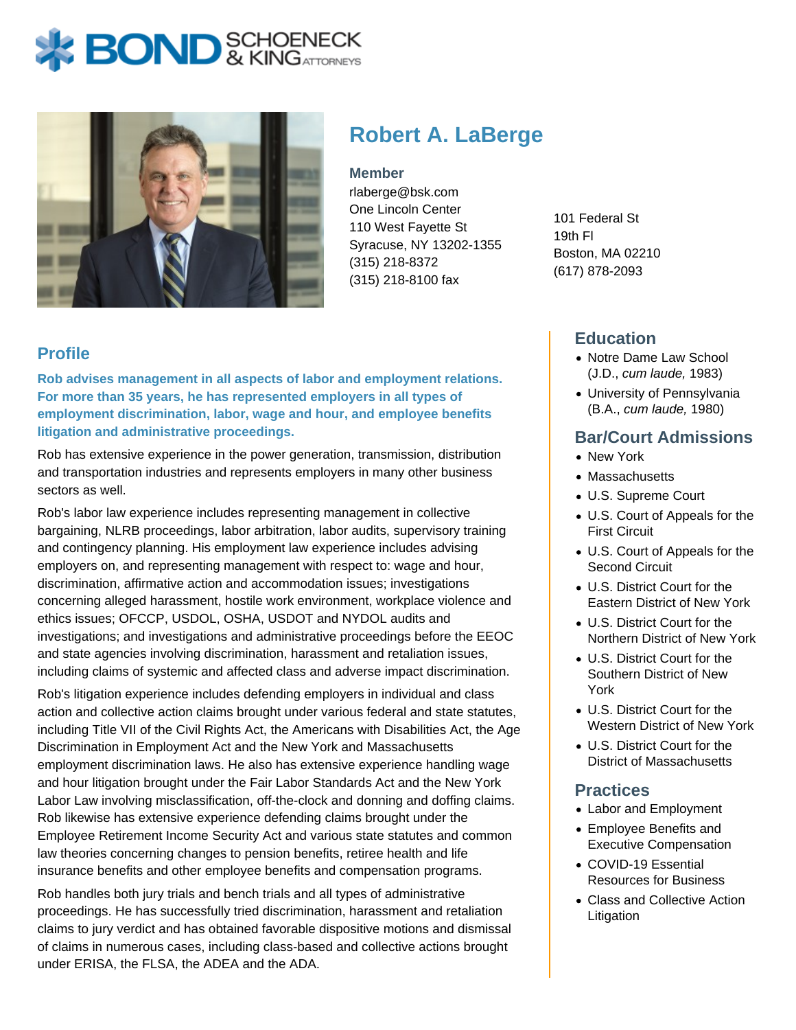# Robert A. LaBerge

**Member**

rlaberge@bsk.com
One Lincoln Center
110 West Fayette St
Syracuse, NY 13202-1355
(315) 218-8372
(315) 218-8100 fax

101 Federal St
19th Fl
Boston, MA 02210
(617) 878-2093

## Profile

**Rob advises management in all aspects of labor and employment relations. For more than 35 years, he has represented employers in all types of employment discrimination, labor, wage and hour, and employee benefits litigation and administrative proceedings.**

Rob has extensive experience in the power generation, transmission, distribution and transportation industries and represents employers in many other business sectors as well.

Rob's labor law experience includes representing management in collective bargaining, NLRB proceedings, labor arbitration, labor audits, supervisory training and contingency planning. His employment law experience includes advising employers on, and representing management with respect to: wage and hour, discrimination, affirmative action and accommodation issues; investigations concerning alleged harassment, hostile work environment, workplace violence and ethics issues; OFCCP, USDOL, OSHA, USDOT and NYDOL audits and investigations; and investigations and administrative proceedings before the EEOC and state agencies involving discrimination, harassment and retaliation issues, including claims of systemic and affected class and adverse impact discrimination.

Rob's litigation experience includes defending employers in individual and class action and collective action claims brought under various federal and state statutes, including Title VII of the Civil Rights Act, the Americans with Disabilities Act, the Age Discrimination in Employment Act and the New York and Massachusetts employment discrimination laws. He also has extensive experience handling wage and hour litigation brought under the Fair Labor Standards Act and the New York Labor Law involving misclassification, off-the-clock and donning and doffing claims. Rob likewise has extensive experience defending claims brought under the Employee Retirement Income Security Act and various state statutes and common law theories concerning changes to pension benefits, retiree health and life insurance benefits and other employee benefits and compensation programs.

Rob handles both jury trials and bench trials and all types of administrative proceedings. He has successfully tried discrimination, harassment and retaliation claims to jury verdict and has obtained favorable dispositive motions and dismissal of claims in numerous cases, including class-based and collective actions brought under ERISA, the FLSA, the ADEA and the ADA.

## Education

- Notre Dame Law School (J.D., *cum laude,* 1983)
- University of Pennsylvania (B.A., *cum laude,* 1980)

## Bar/Court Admissions

- New York
- Massachusetts
- U.S. Supreme Court
- U.S. Court of Appeals for the First Circuit
- U.S. Court of Appeals for the Second Circuit
- U.S. District Court for the Eastern District of New York
- U.S. District Court for the Northern District of New York
- U.S. District Court for the Southern District of New York
- U.S. District Court for the Western District of New York
- U.S. District Court for the District of Massachusetts

## Practices

- Labor and Employment
- Employee Benefits and Executive Compensation
- COVID-19 Essential Resources for Business
- Class and Collective Action Litigation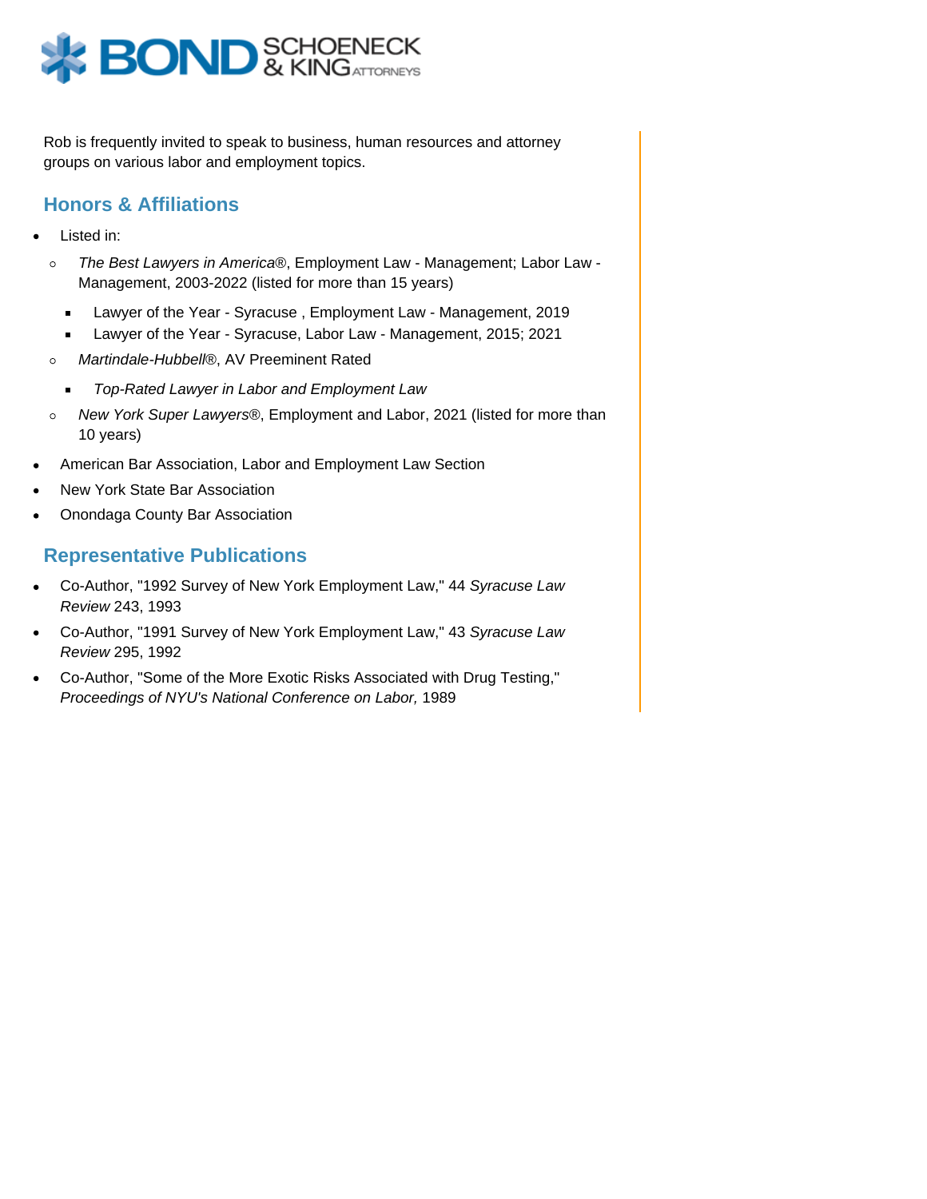Rob is frequently invited to speak to business, human resources and attorney groups on various labor and employment topics.

## Honors & Affiliations

- Listed in:
  - *The Best Lawyers in America*®, Employment Law - Management; Labor Law - Management, 2003-2022 (listed for more than 15 years)
    - Lawyer of the Year - Syracuse , Employment Law - Management, 2019
    - Lawyer of the Year - Syracuse, Labor Law - Management, 2015; 2021
  - *Martindale-Hubbell*®, AV Preeminent Rated
    - *Top-Rated Lawyer in Labor and Employment Law*
  - *New York Super Lawyers*®, Employment and Labor, 2021 (listed for more than 10 years)
- American Bar Association, Labor and Employment Law Section
- New York State Bar Association
- Onondaga County Bar Association

## Representative Publications

- Co-Author, "1992 Survey of New York Employment Law," 44 *Syracuse Law Review* 243, 1993
- Co-Author, "1991 Survey of New York Employment Law," 43 *Syracuse Law Review* 295, 1992
- Co-Author, "Some of the More Exotic Risks Associated with Drug Testing," *Proceedings of NYU's National Conference on Labor,* 1989